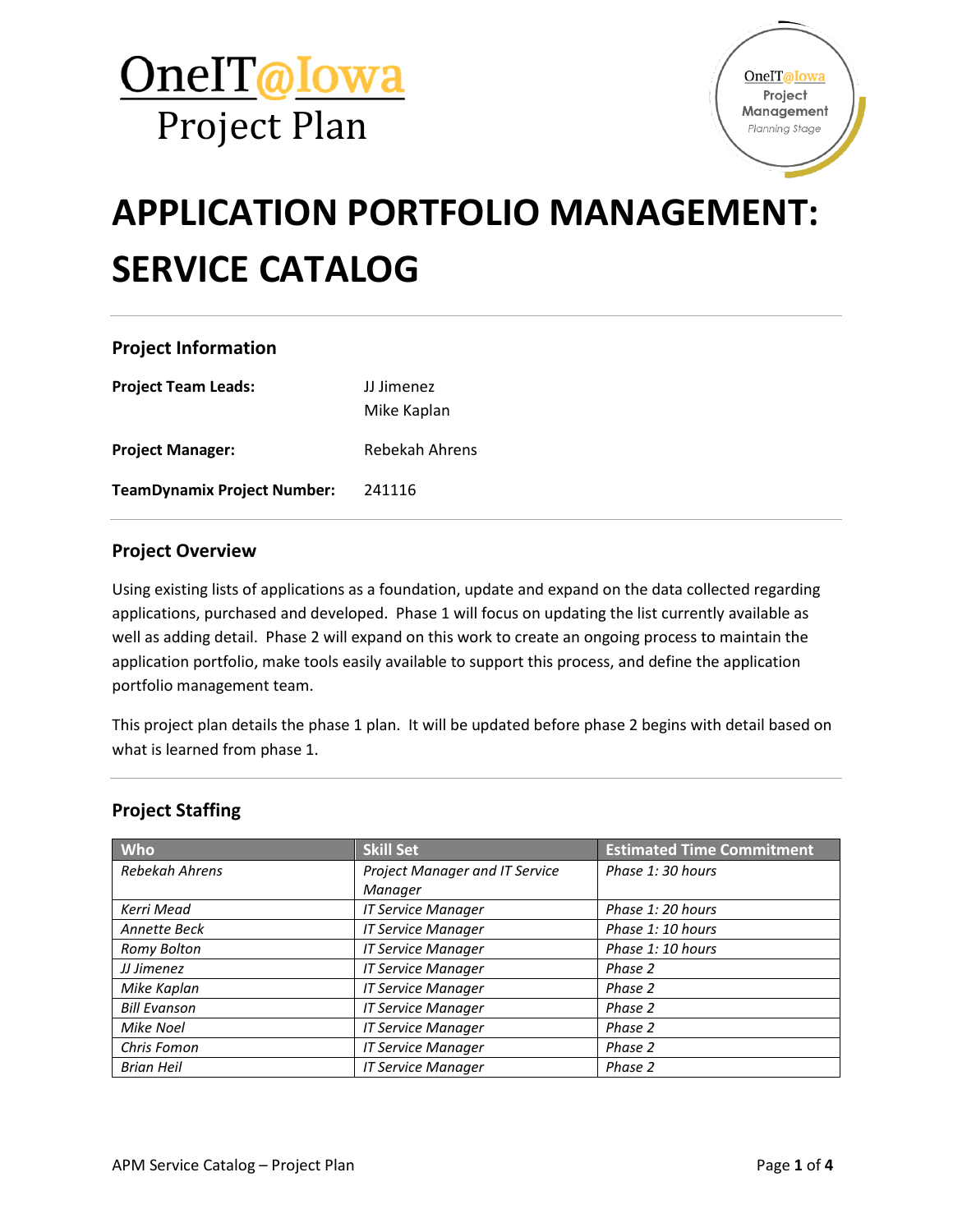# OneIT@Iowa Project Plan

OneIT@Iowa Project Management Planning Stage

# APPLICATION PORTFOLIO MANAGEMENT: SERVICE CATALOG

## Project Information

**Project Team Leads:** JJ Jimenez
Mike Kaplan

**Project Manager:** Rebekah Ahrens

**TeamDynamix Project Number:** 241116

## Project Overview

Using existing lists of applications as a foundation, update and expand on the data collected regarding applications, purchased and developed. Phase 1 will focus on updating the list currently available as well as adding detail. Phase 2 will expand on this work to create an ongoing process to maintain the application portfolio, make tools easily available to support this process, and define the application portfolio management team.

This project plan details the phase 1 plan. It will be updated before phase 2 begins with detail based on what is learned from phase 1.

## Project Staffing

| Who | Skill Set | Estimated Time Commitment |
|---|---|---|
| *Rebekah Ahrens* | *Project Manager and IT Service Manager* | *Phase 1: 30 hours* |
| *Kerri Mead* | *IT Service Manager* | *Phase 1: 20 hours* |
| *Annette Beck* | *IT Service Manager* | *Phase 1: 10 hours* |
| *Romy Bolton* | *IT Service Manager* | *Phase 1: 10 hours* |
| *JJ Jimenez* | *IT Service Manager* | *Phase 2* |
| *Mike Kaplan* | *IT Service Manager* | *Phase 2* |
| *Bill Evanson* | *IT Service Manager* | *Phase 2* |
| *Mike Noel* | *IT Service Manager* | *Phase 2* |
| *Chris Fomon* | *IT Service Manager* | *Phase 2* |
| *Brian Heil* | *IT Service Manager* | *Phase 2* |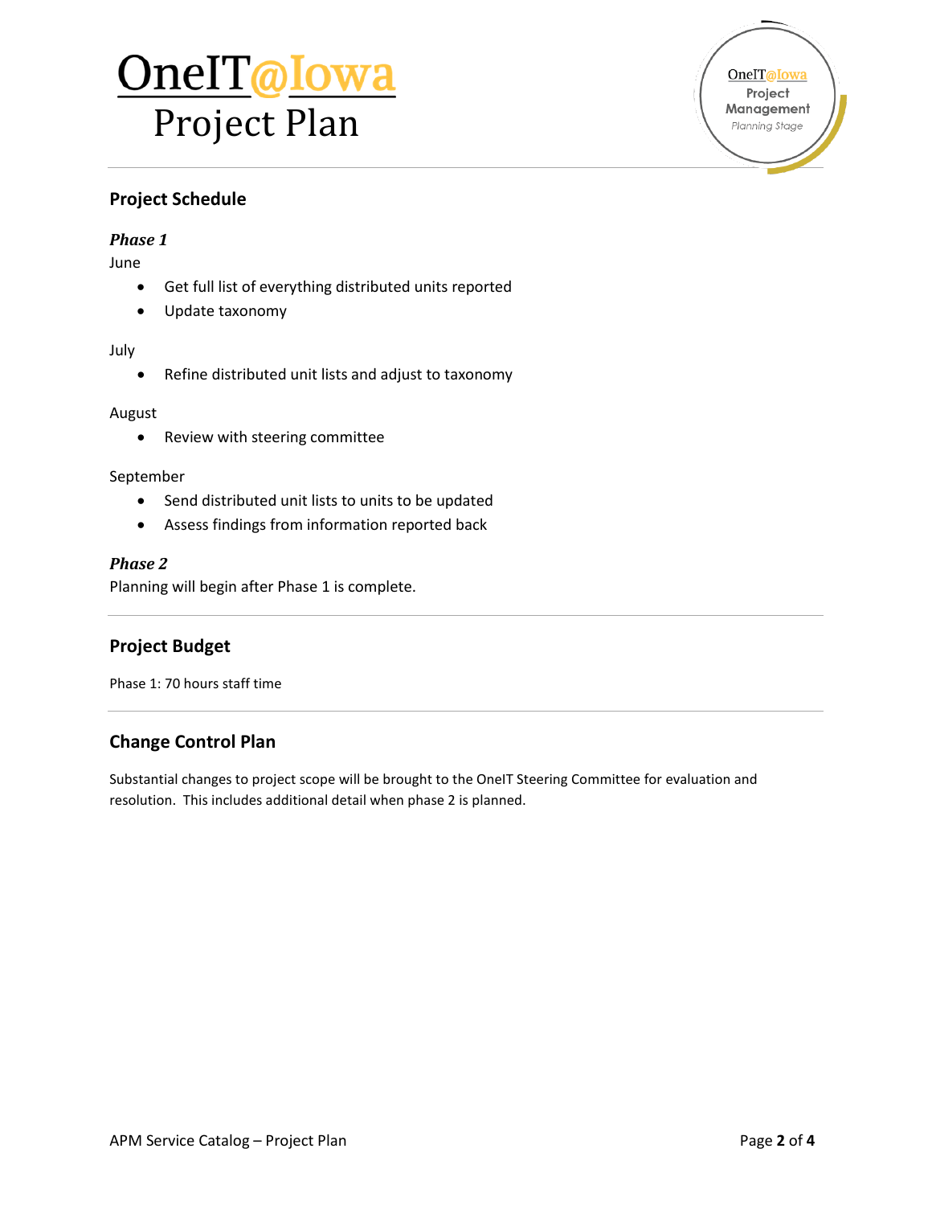## Project Schedule

### *Phase 1*

June

- Get full list of everything distributed units reported
- Update taxonomy

July

- Refine distributed unit lists and adjust to taxonomy

August

- Review with steering committee

September

- Send distributed unit lists to units to be updated
- Assess findings from information reported back

### *Phase 2*

Planning will begin after Phase 1 is complete.

## Project Budget

Phase 1: 70 hours staff time

## Change Control Plan

Substantial changes to project scope will be brought to the OneIT Steering Committee for evaluation and resolution. This includes additional detail when phase 2 is planned.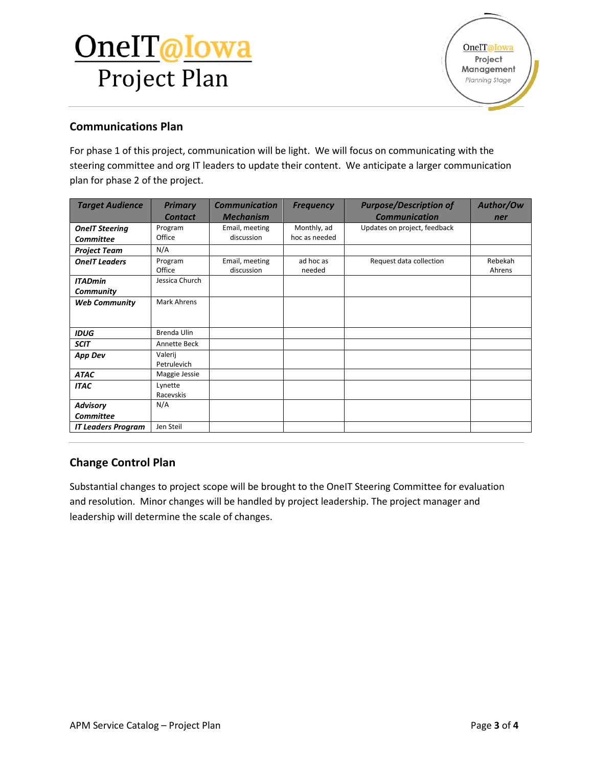# OneIT@Iowa Project Plan

## Communications Plan

For phase 1 of this project, communication will be light. We will focus on communicating with the steering committee and org IT leaders to update their content. We anticipate a larger communication plan for phase 2 of the project.

| Target Audience | Primary Contact | Communication Mechanism | Frequency | Purpose/Description of Communication | Author/Owner |
|---|---|---|---|---|---|
| **OneIT Steering Committee** | Program Office | Email, meeting discussion | Monthly, ad hoc as needed | Updates on project, feedback | |
| **Project Team** | N/A | | | | |
| **OneIT Leaders** | Program Office | Email, meeting discussion | ad hoc as needed | Request data collection | Rebekah Ahrens |
| **ITADmin Community** | Jessica Church | | | | |
| **Web Community** | Mark Ahrens | | | | |
| **IDUG** | Brenda Ulin | | | | |
| **SCIT** | Annette Beck | | | | |
| **App Dev** | Valerij Petrulevich | | | | |
| **ATAC** | Maggie Jessie | | | | |
| **ITAC** | Lynette Racevskis | | | | |
| **Advisory Committee** | N/A | | | | |
| **IT Leaders Program** | Jen Steil | | | | |

## Change Control Plan

Substantial changes to project scope will be brought to the OneIT Steering Committee for evaluation and resolution. Minor changes will be handled by project leadership. The project manager and leadership will determine the scale of changes.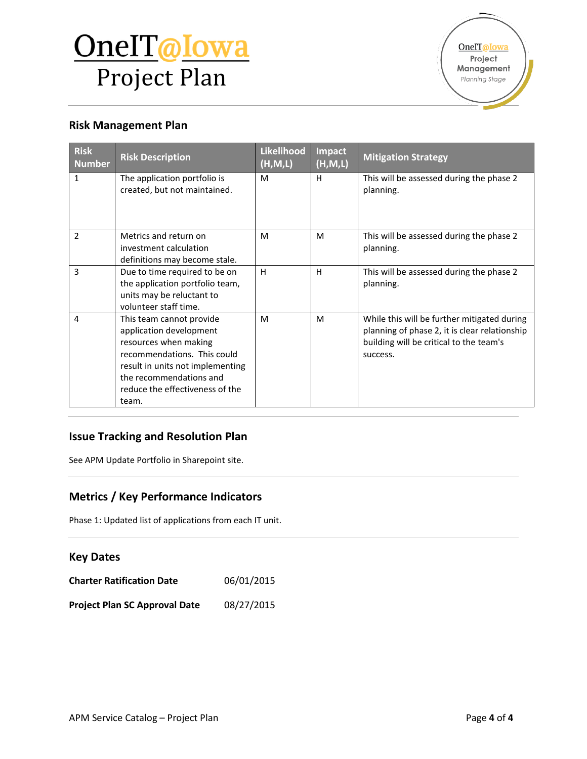## Risk Management Plan

| Risk Number | Risk Description | Likelihood (H,M,L) | Impact (H,M,L) | Mitigation Strategy |
|---|---|---|---|---|
| 1 | The application portfolio is created, but not maintained. | M | H | This will be assessed during the phase 2 planning. |
| 2 | Metrics and return on investment calculation definitions may become stale. | M | M | This will be assessed during the phase 2 planning. |
| 3 | Due to time required to be on the application portfolio team, units may be reluctant to volunteer staff time. | H | H | This will be assessed during the phase 2 planning. |
| 4 | This team cannot provide application development resources when making recommendations. This could result in units not implementing the recommendations and reduce the effectiveness of the team. | M | M | While this will be further mitigated during planning of phase 2, it is clear relationship building will be critical to the team's success. |

## Issue Tracking and Resolution Plan

See APM Update Portfolio in Sharepoint site.

## Metrics / Key Performance Indicators

Phase 1: Updated list of applications from each IT unit.

## Key Dates

**Charter Ratification Date** 06/01/2015

**Project Plan SC Approval Date** 08/27/2015